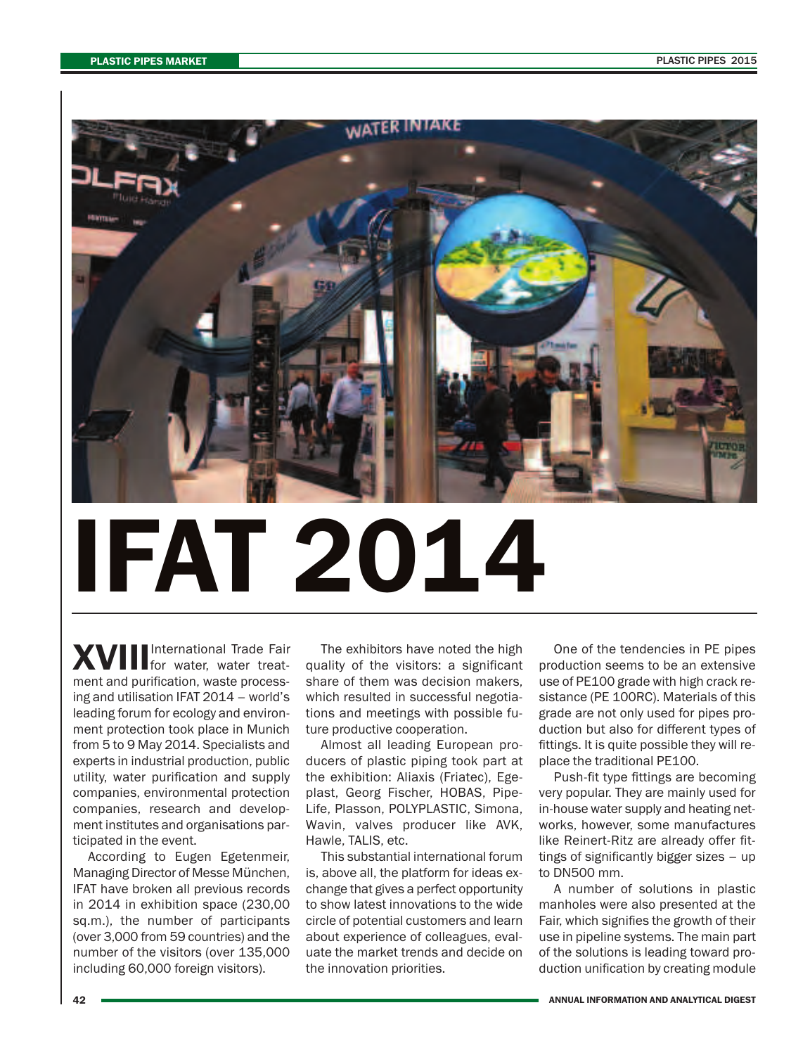# IFAT 2014

**XVIII** International Trade Fair for water, water treatment and purification, waste processing and utilisation IFAT 2014 – world's leading forum for ecology and environment protection took place in Munich from 5 to 9 May 2014. Specialists and experts in industrial production, public utility, water purification and supply companies, environmental protection companies, research and development institutes and organisations participated in the event.

According to Eugen Egetenmeir, Managing Director of Messe München, IFAT have broken all previous records in 2014 in exhibition space (230,00 sq.m.), the number of participants (over 3,000 from 59 countries) and the number of the visitors (over 135,000 including 60,000 foreign visitors).

The exhibitors have noted the high quality of the visitors: a significant share of them was decision makers, which resulted in successful negotiations and meetings with possible future productive cooperation.

Almost all leading European producers of plastic piping took part at the exhibition: Aliaxis (Friatec), Egeplast, Georg Fischer, HOBAS, Pipe-Life, Plasson, POLYPLASTIC, Simona, Wavin, valves producer like AVK, Hawle, TALIS, etc.

This substantial international forum is, above all, the platform for ideas exchange that gives a perfect opportunity to show latest innovations to the wide circle of potential customers and learn about experience of colleagues, evaluate the market trends and decide on the innovation priorities.

One of the tendencies in PE pipes production seems to be an extensive use of PE100 grade with high crack resistance (PE 100RC). Materials of this grade are not only used for pipes production but also for different types of fittings. It is quite possible they will replace the traditional PE100.

Push-fit type fittings are becoming very popular. They are mainly used for in-house water supply and heating networks, however, some manufactures like Reinert-Ritz are already offer fittings of significantly bigger sizes – up to DN500 mm.

A number of solutions in plastic manholes were also presented at the Fair, which signifies the growth of their use in pipeline systems. The main part of the solutions is leading toward production unification by creating module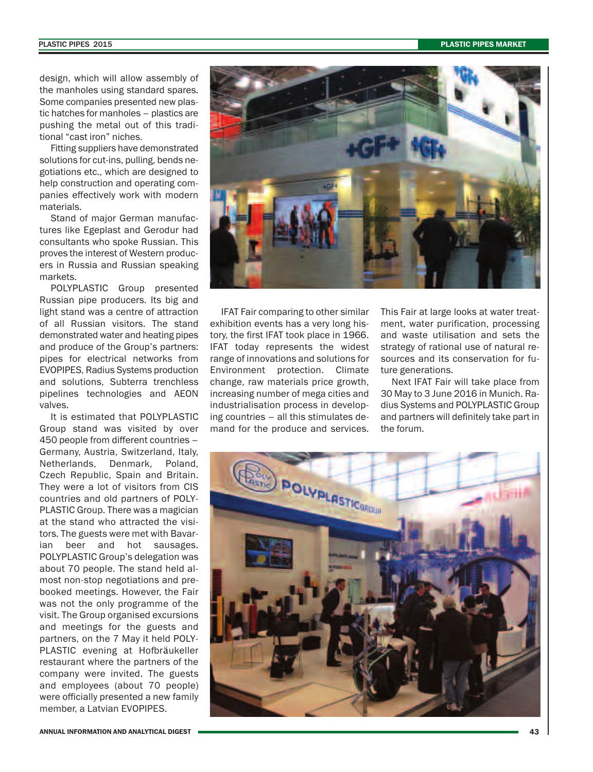design, which will allow assembly of the manholes using standard spares. Some companies presented new plastic hatches for manholes – plastics are pushing the metal out of this traditional "cast iron" niches.

Fitting suppliers have demonstrated solutions for cut-ins, pulling, bends negotiations etc., which are designed to help construction and operating companies effectively work with modern materials.

Stand of major German manufactures like Egeplast and Gerodur had consultants who spoke Russian. This proves the interest of Western producers in Russia and Russian speaking markets.

POLYPLASTIC Group presented Russian pipe producers. Its big and light stand was a centre of attraction of all Russian visitors. The stand demonstrated water and heating pipes and produce of the Group's partners: pipes for electrical networks from EVOPIPES, Radius Systems production and solutions, Subterra trenchless pipelines technologies and AEON valves.

It is estimated that POLYPLASTIC Group stand was visited by over 450 people from different countries – Germany, Austria, Switzerland, Italy, Netherlands, Denmark, Poland, Czech Republic, Spain and Britain. They were a lot of visitors from CIS countries and old partners of POLYPLASTIC Group. There was a magician at the stand who attracted the visitors. The guests were met with Bavarian beer and hot sausages. POLYPLASTIC Group's delegation was about 70 people. The stand held almost non-stop negotiations and pre-booked meetings. However, the Fair was not the only programme of the visit. The Group organised excursions and meetings for the guests and partners, on the 7 May it held POLYPLASTIC evening at Hofbräukeller restaurant where the partners of the company were invited. The guests and employees (about 70 people) were officially presented a new family member, a Latvian EVOPIPES.

IFAT Fair comparing to other similar exhibition events has a very long history, the first IFAT took place in 1966. IFAT today represents the widest range of innovations and solutions for Environment protection. Climate change, raw materials price growth, increasing number of mega cities and industrialisation process in developing countries – all this stimulates demand for the produce and services. This Fair at large looks at water treatment, water purification, processing and waste utilisation and sets the strategy of rational use of natural resources and its conservation for future generations.

Next IFAT Fair will take place from 30 May to 3 June 2016 in Munich. Radius Systems and POLYPLASTIC Group and partners will definitely take part in the forum.